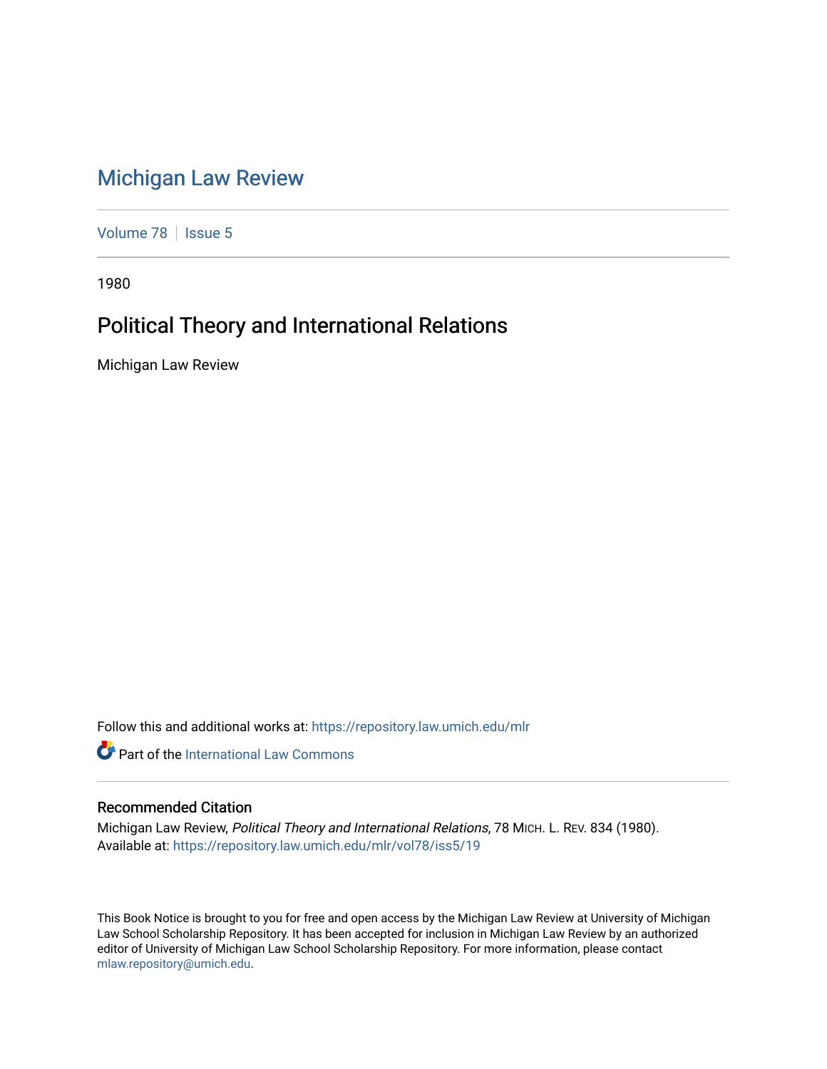# Michigan Law Review

Volume 78 | Issue 5

1980

## Political Theory and International Relations

Michigan Law Review

Follow this and additional works at: https://repository.law.umich.edu/mlr

Part of the International Law Commons

### Recommended Citation

Michigan Law Review, *Political Theory and International Relations*, 78 MICH. L. REV. 834 (1980).
Available at: https://repository.law.umich.edu/mlr/vol78/iss5/19

This Book Notice is brought to you for free and open access by the Michigan Law Review at University of Michigan Law School Scholarship Repository. It has been accepted for inclusion in Michigan Law Review by an authorized editor of University of Michigan Law School Scholarship Repository. For more information, please contact mlaw.repository@umich.edu.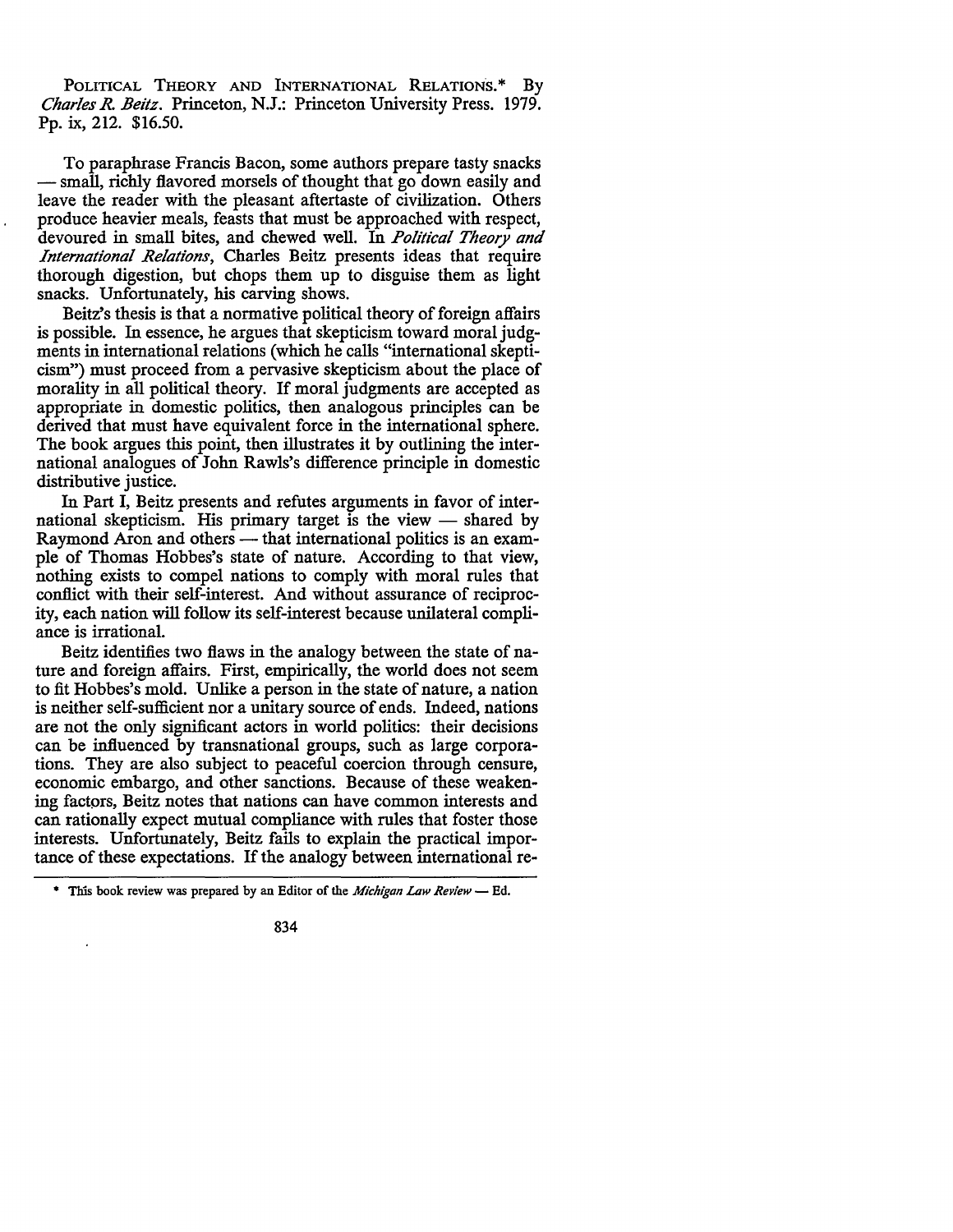POLITICAL THEORY AND INTERNATIONAL RELATIONS.* By *Charles R. Beitz*. Princeton, N.J.: Princeton University Press. 1979. Pp. ix, 212. $16.50.

To paraphrase Francis Bacon, some authors prepare tasty snacks — small, richly flavored morsels of thought that go down easily and leave the reader with the pleasant aftertaste of civilization. Others produce heavier meals, feasts that must be approached with respect, devoured in small bites, and chewed well. In *Political Theory and International Relations*, Charles Beitz presents ideas that require thorough digestion, but chops them up to disguise them as light snacks. Unfortunately, his carving shows.

Beitz's thesis is that a normative political theory of foreign affairs is possible. In essence, he argues that skepticism toward moral judgments in international relations (which he calls "international skepticism") must proceed from a pervasive skepticism about the place of morality in all political theory. If moral judgments are accepted as appropriate in domestic politics, then analogous principles can be derived that must have equivalent force in the international sphere. The book argues this point, then illustrates it by outlining the international analogues of John Rawls's difference principle in domestic distributive justice.

In Part I, Beitz presents and refutes arguments in favor of international skepticism. His primary target is the view — shared by Raymond Aron and others — that international politics is an example of Thomas Hobbes's state of nature. According to that view, nothing exists to compel nations to comply with moral rules that conflict with their self-interest. And without assurance of reciprocity, each nation will follow its self-interest because unilateral compliance is irrational.

Beitz identifies two flaws in the analogy between the state of nature and foreign affairs. First, empirically, the world does not seem to fit Hobbes's mold. Unlike a person in the state of nature, a nation is neither self-sufficient nor a unitary source of ends. Indeed, nations are not the only significant actors in world politics: their decisions can be influenced by transnational groups, such as large corporations. They are also subject to peaceful coercion through censure, economic embargo, and other sanctions. Because of these weakening factors, Beitz notes that nations can have common interests and can rationally expect mutual compliance with rules that foster those interests. Unfortunately, Beitz fails to explain the practical importance of these expectations. If the analogy between international re-

* This book review was prepared by an Editor of the *Michigan Law Review* — Ed.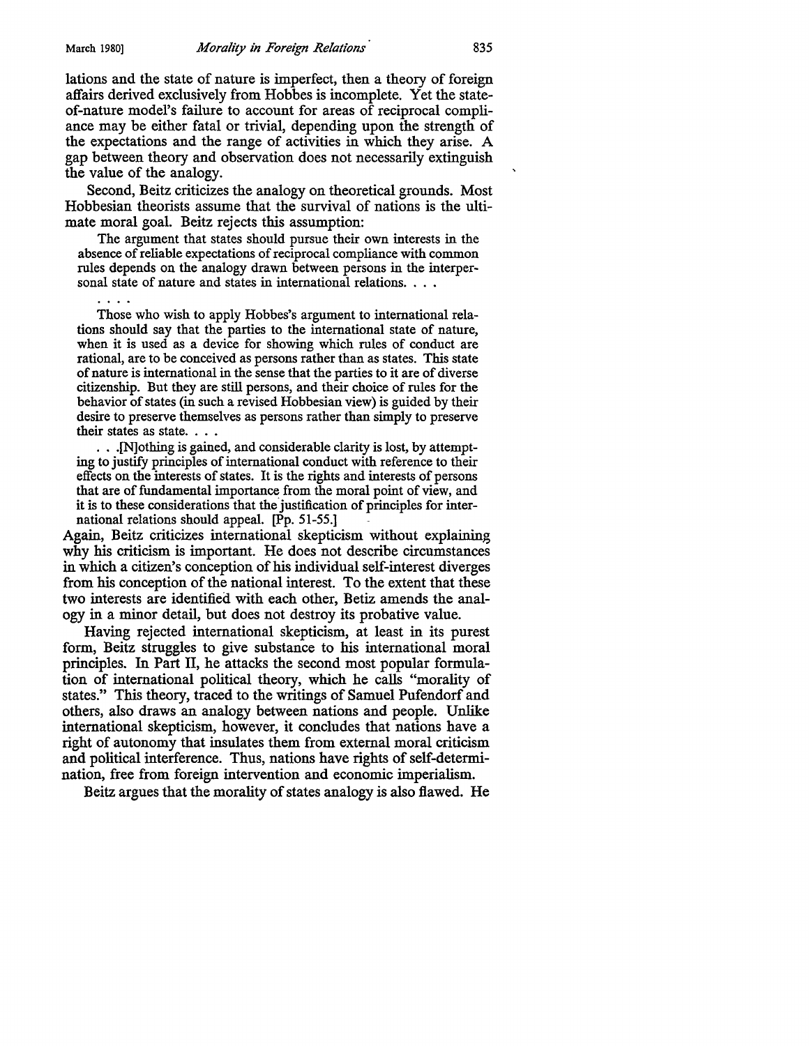lations and the state of nature is imperfect, then a theory of foreign affairs derived exclusively from Hobbes is incomplete. Yet the state-of-nature model's failure to account for areas of reciprocal compliance may be either fatal or trivial, depending upon the strength of the expectations and the range of activities in which they arise. A gap between theory and observation does not necessarily extinguish the value of the analogy.

Second, Beitz criticizes the analogy on theoretical grounds. Most Hobbesian theorists assume that the survival of nations is the ultimate moral goal. Beitz rejects this assumption:

> The argument that states should pursue their own interests in the absence of reliable expectations of reciprocal compliance with common rules depends on the analogy drawn between persons in the interpersonal state of nature and states in international relations. . . .
>
> . . . .
>
> Those who wish to apply Hobbes's argument to international relations should say that the parties to the international state of nature, when it is used as a device for showing which rules of conduct are rational, are to be conceived as persons rather than as states. This state of nature is international in the sense that the parties to it are of diverse citizenship. But they are still persons, and their choice of rules for the behavior of states (in such a revised Hobbesian view) is guided by their desire to preserve themselves as persons rather than simply to preserve their states as state. . . .
>
> . . .[N]othing is gained, and considerable clarity is lost, by attempting to justify principles of international conduct with reference to their effects on the interests of states. It is the rights and interests of persons that are of fundamental importance from the moral point of view, and it is to these considerations that the justification of principles for international relations should appeal. [Pp. 51-55.]

Again, Beitz criticizes international skepticism without explaining why his criticism is important. He does not describe circumstances in which a citizen's conception of his individual self-interest diverges from his conception of the national interest. To the extent that these two interests are identified with each other, Betiz amends the analogy in a minor detail, but does not destroy its probative value.

Having rejected international skepticism, at least in its purest form, Beitz struggles to give substance to his international moral principles. In Part II, he attacks the second most popular formulation of international political theory, which he calls "morality of states." This theory, traced to the writings of Samuel Pufendorf and others, also draws an analogy between nations and people. Unlike international skepticism, however, it concludes that nations have a right of autonomy that insulates them from external moral criticism and political interference. Thus, nations have rights of self-determination, free from foreign intervention and economic imperialism.

Beitz argues that the morality of states analogy is also flawed. He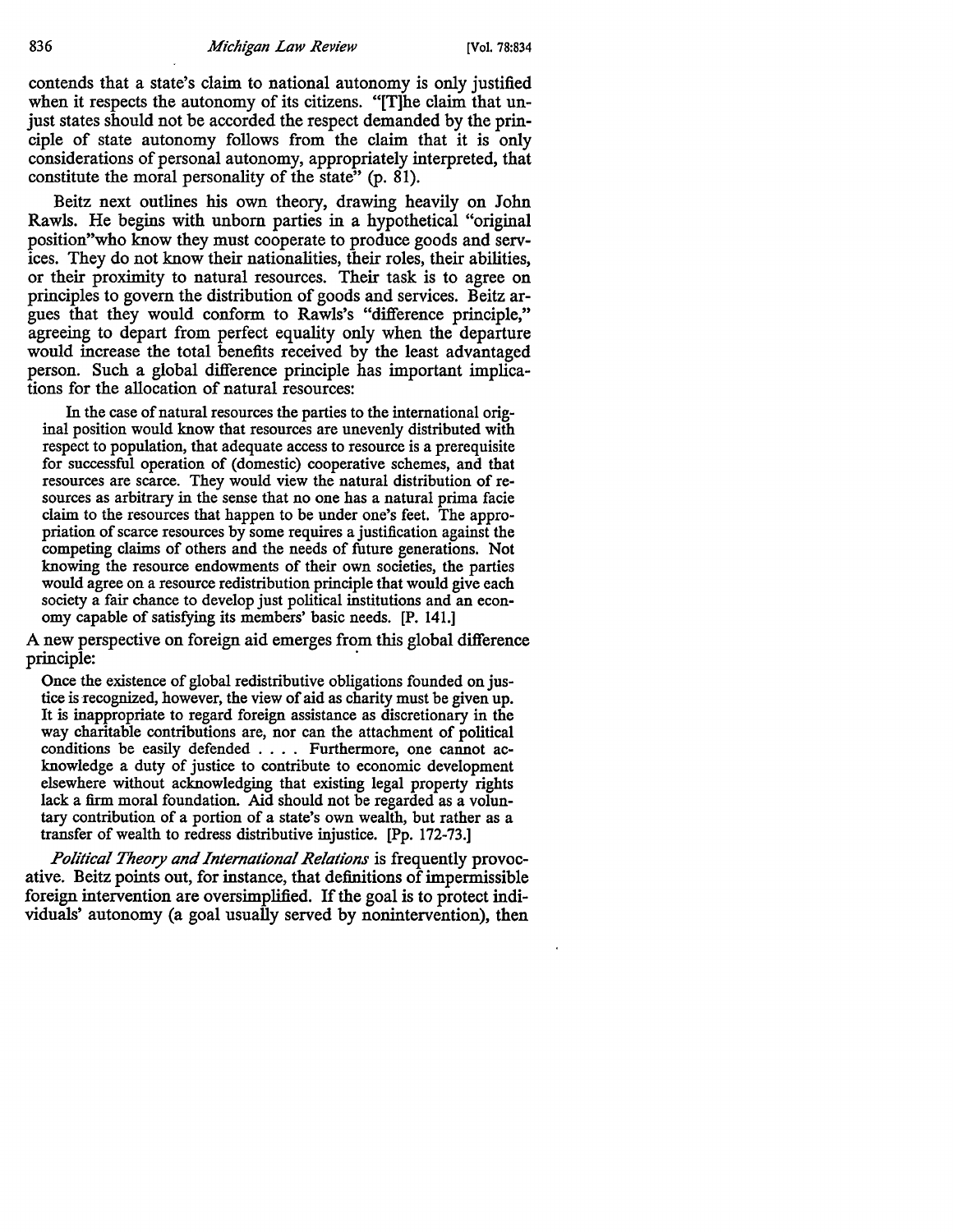contends that a state's claim to national autonomy is only justified when it respects the autonomy of its citizens. "[T]he claim that unjust states should not be accorded the respect demanded by the principle of state autonomy follows from the claim that it is only considerations of personal autonomy, appropriately interpreted, that constitute the moral personality of the state" (p. 81).

Beitz next outlines his own theory, drawing heavily on John Rawls. He begins with unborn parties in a hypothetical "original position"who know they must cooperate to produce goods and services. They do not know their nationalities, their roles, their abilities, or their proximity to natural resources. Their task is to agree on principles to govern the distribution of goods and services. Beitz argues that they would conform to Rawls's "difference principle," agreeing to depart from perfect equality only when the departure would increase the total benefits received by the least advantaged person. Such a global difference principle has important implications for the allocation of natural resources:

> In the case of natural resources the parties to the international original position would know that resources are unevenly distributed with respect to population, that adequate access to resource is a prerequisite for successful operation of (domestic) cooperative schemes, and that resources are scarce. They would view the natural distribution of resources as arbitrary in the sense that no one has a natural prima facie claim to the resources that happen to be under one's feet. The appropriation of scarce resources by some requires a justification against the competing claims of others and the needs of future generations. Not knowing the resource endowments of their own societies, the parties would agree on a resource redistribution principle that would give each society a fair chance to develop just political institutions and an economy capable of satisfying its members' basic needs. [P. 141.]

A new perspective on foreign aid emerges from this global difference principle:

> Once the existence of global redistributive obligations founded on justice is recognized, however, the view of aid as charity must be given up. It is inappropriate to regard foreign assistance as discretionary in the way charitable contributions are, nor can the attachment of political conditions be easily defended . . . . Furthermore, one cannot acknowledge a duty of justice to contribute to economic development elsewhere without acknowledging that existing legal property rights lack a firm moral foundation. Aid should not be regarded as a voluntary contribution of a portion of a state's own wealth, but rather as a transfer of wealth to redress distributive injustice. [Pp. 172-73.]

*Political Theory and International Relations* is frequently provocative. Beitz points out, for instance, that definitions of impermissible foreign intervention are oversimplified. If the goal is to protect individuals' autonomy (a goal usually served by nonintervention), then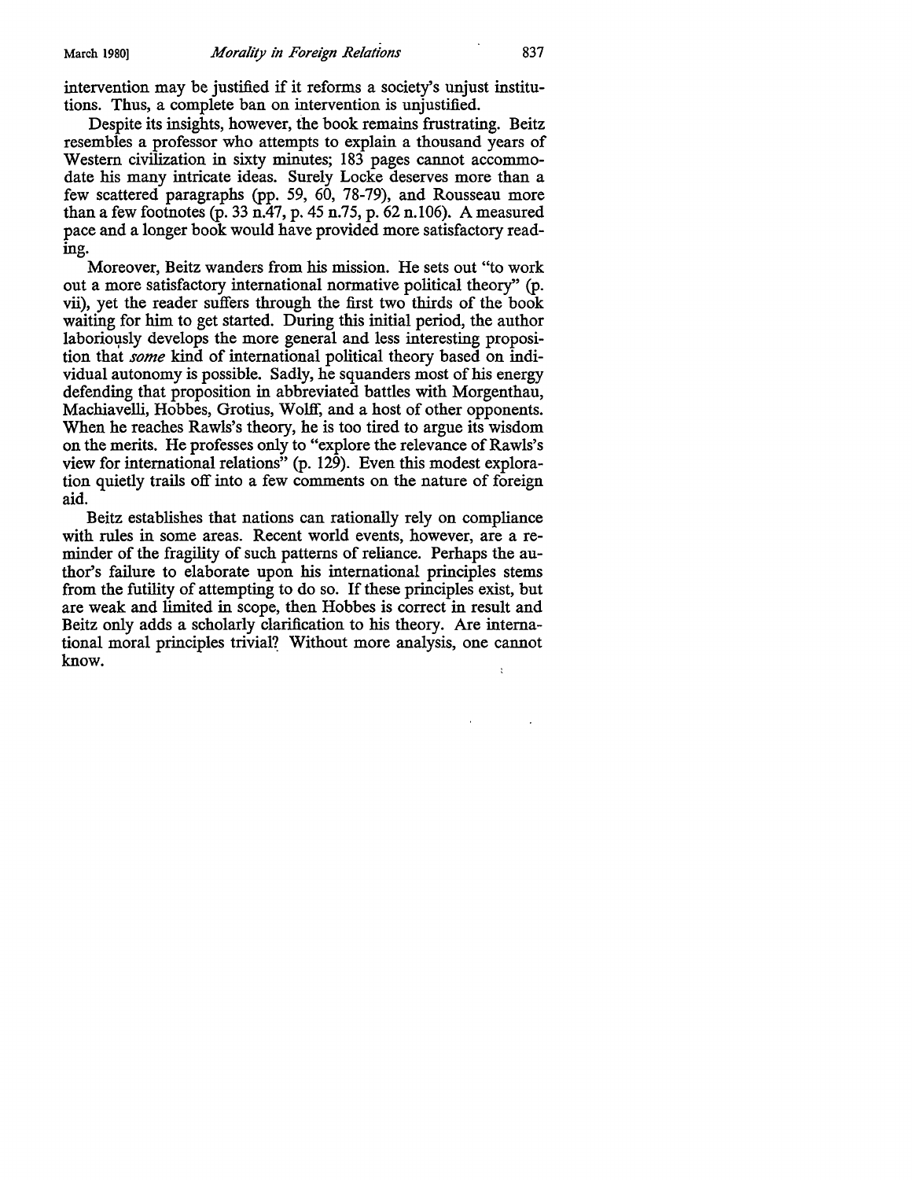intervention may be justified if it reforms a society's unjust institutions. Thus, a complete ban on intervention is unjustified.

Despite its insights, however, the book remains frustrating. Beitz resembles a professor who attempts to explain a thousand years of Western civilization in sixty minutes; 183 pages cannot accommodate his many intricate ideas. Surely Locke deserves more than a few scattered paragraphs (pp. 59, 60, 78-79), and Rousseau more than a few footnotes (p. 33 n.47, p. 45 n.75, p. 62 n.106). A measured pace and a longer book would have provided more satisfactory reading.

Moreover, Beitz wanders from his mission. He sets out "to work out a more satisfactory international normative political theory" (p. vii), yet the reader suffers through the first two thirds of the book waiting for him to get started. During this initial period, the author laboriously develops the more general and less interesting proposition that *some* kind of international political theory based on individual autonomy is possible. Sadly, he squanders most of his energy defending that proposition in abbreviated battles with Morgenthau, Machiavelli, Hobbes, Grotius, Wolff, and a host of other opponents. When he reaches Rawls's theory, he is too tired to argue its wisdom on the merits. He professes only to "explore the relevance of Rawls's view for international relations" (p. 129). Even this modest exploration quietly trails off into a few comments on the nature of foreign aid.

Beitz establishes that nations can rationally rely on compliance with rules in some areas. Recent world events, however, are a reminder of the fragility of such patterns of reliance. Perhaps the author's failure to elaborate upon his international principles stems from the futility of attempting to do so. If these principles exist, but are weak and limited in scope, then Hobbes is correct in result and Beitz only adds a scholarly clarification to his theory. Are international moral principles trivial? Without more analysis, one cannot know.